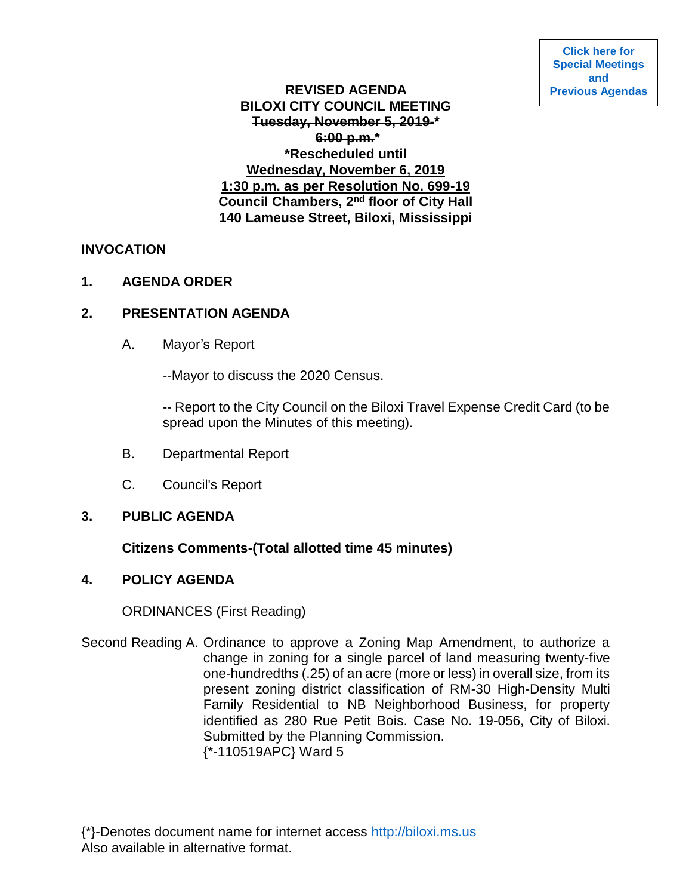Click here for Special Meetings and Previous Agendas

# REVISED AGENDA
# BILOXI CITY COUNCIL MEETING

~~Tuesday, November 5, 2019-*~~
~~6:00 p.m.*~~

**\*Rescheduled until**
**Wednesday, November 6, 2019**
**1:30 p.m. as per Resolution No. 699-19**
**Council Chambers, 2nd floor of City Hall**
**140 Lameuse Street, Biloxi, Mississippi**

## INVOCATION

## 1. AGENDA ORDER

## 2. PRESENTATION AGENDA

A. Mayor's Report

--Mayor to discuss the 2020 Census.

-- Report to the City Council on the Biloxi Travel Expense Credit Card (to be spread upon the Minutes of this meeting).

B. Departmental Report

C. Council's Report

## 3. PUBLIC AGENDA

**Citizens Comments-(Total allotted time 45 minutes)**

## 4. POLICY AGENDA

ORDINANCES (First Reading)

Second Reading A. Ordinance to approve a Zoning Map Amendment, to authorize a change in zoning for a single parcel of land measuring twenty-five one-hundredths (.25) of an acre (more or less) in overall size, from its present zoning district classification of RM-30 High-Density Multi Family Residential to NB Neighborhood Business, for property identified as 280 Rue Petit Bois. Case No. 19-056, City of Biloxi. Submitted by the Planning Commission.
{*-110519APC} Ward 5

{*}-Denotes document name for internet access http://biloxi.ms.us
Also available in alternative format.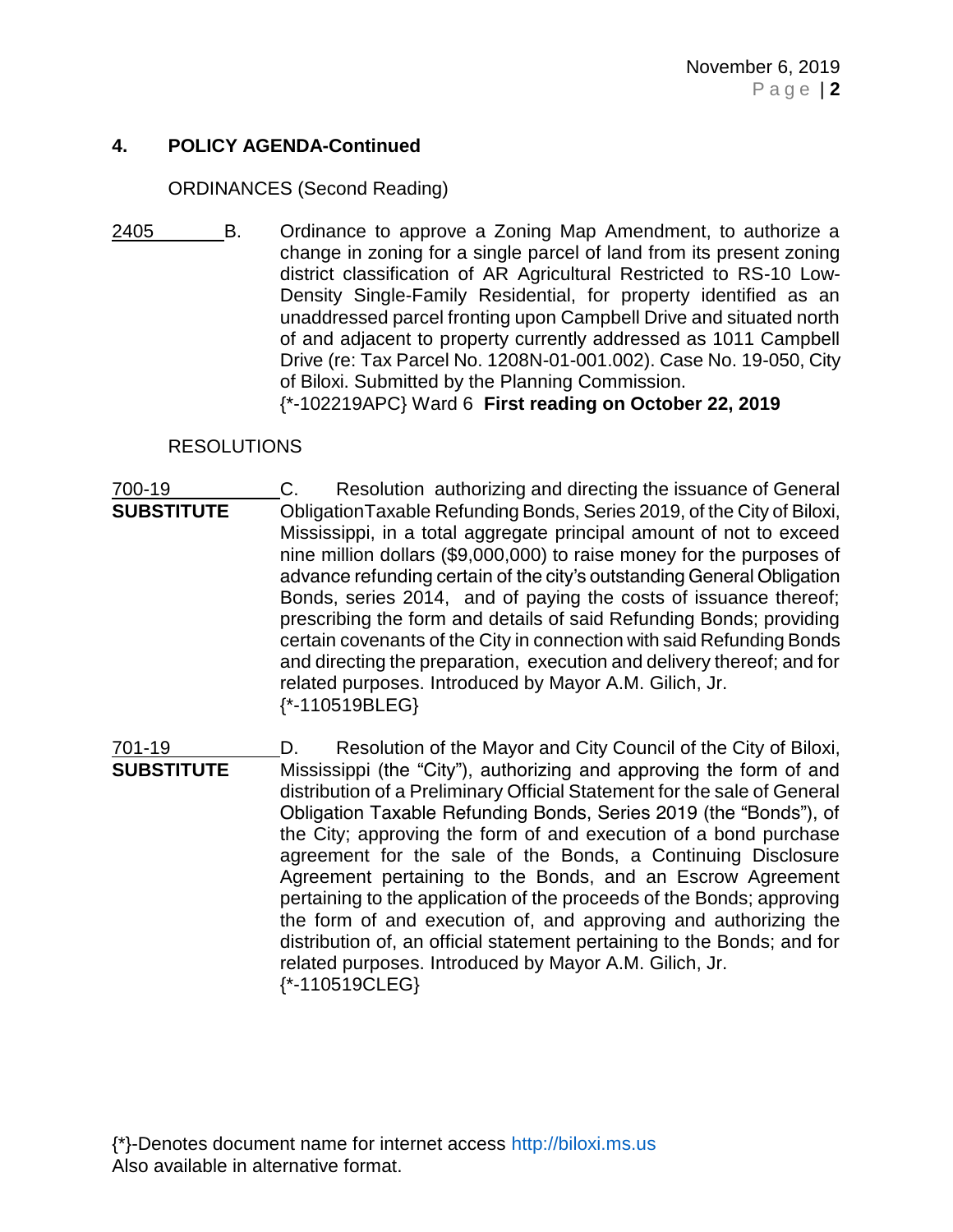## 4. POLICY AGENDA-Continued

ORDINANCES (Second Reading)

2405 B. Ordinance to approve a Zoning Map Amendment, to authorize a change in zoning for a single parcel of land from its present zoning district classification of AR Agricultural Restricted to RS-10 Low-Density Single-Family Residential, for property identified as an unaddressed parcel fronting upon Campbell Drive and situated north of and adjacent to property currently addressed as 1011 Campbell Drive (re: Tax Parcel No. 1208N-01-001.002). Case No. 19-050, City of Biloxi. Submitted by the Planning Commission.
{*-102219APC} Ward 6 **First reading on October 22, 2019**

RESOLUTIONS

700-19
**SUBSTITUTE**

C. Resolution authorizing and directing the issuance of General ObligationTaxable Refunding Bonds, Series 2019, of the City of Biloxi, Mississippi, in a total aggregate principal amount of not to exceed nine million dollars ($9,000,000) to raise money for the purposes of advance refunding certain of the city's outstanding General Obligation Bonds, series 2014, and of paying the costs of issuance thereof; prescribing the form and details of said Refunding Bonds; providing certain covenants of the City in connection with said Refunding Bonds and directing the preparation, execution and delivery thereof; and for related purposes. Introduced by Mayor A.M. Gilich, Jr.
{*-110519BLEG}

701-19
**SUBSTITUTE**

D. Resolution of the Mayor and City Council of the City of Biloxi, Mississippi (the "City"), authorizing and approving the form of and distribution of a Preliminary Official Statement for the sale of General Obligation Taxable Refunding Bonds, Series 2019 (the "Bonds"), of the City; approving the form of and execution of a bond purchase agreement for the sale of the Bonds, a Continuing Disclosure Agreement pertaining to the Bonds, and an Escrow Agreement pertaining to the application of the proceeds of the Bonds; approving the form of and execution of, and approving and authorizing the distribution of, an official statement pertaining to the Bonds; and for related purposes. Introduced by Mayor A.M. Gilich, Jr.
{*-110519CLEG}

{*}-Denotes document name for internet access http://biloxi.ms.us
Also available in alternative format.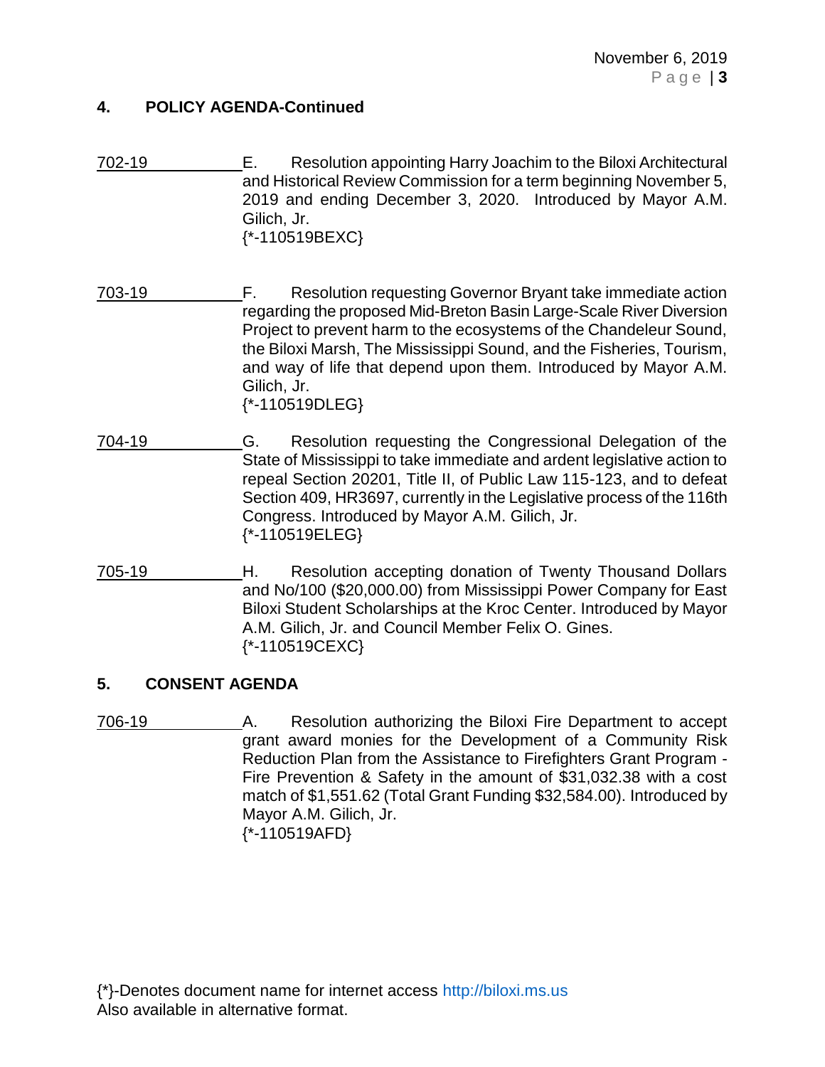## 4. POLICY AGENDA-Continued

702-19 E. Resolution appointing Harry Joachim to the Biloxi Architectural and Historical Review Commission for a term beginning November 5, 2019 and ending December 3, 2020. Introduced by Mayor A.M. Gilich, Jr.
{*-110519BEXC}

703-19 F. Resolution requesting Governor Bryant take immediate action regarding the proposed Mid-Breton Basin Large-Scale River Diversion Project to prevent harm to the ecosystems of the Chandeleur Sound, the Biloxi Marsh, The Mississippi Sound, and the Fisheries, Tourism, and way of life that depend upon them. Introduced by Mayor A.M. Gilich, Jr.
{*-110519DLEG}

704-19 G. Resolution requesting the Congressional Delegation of the State of Mississippi to take immediate and ardent legislative action to repeal Section 20201, Title II, of Public Law 115-123, and to defeat Section 409, HR3697, currently in the Legislative process of the 116th Congress. Introduced by Mayor A.M. Gilich, Jr.
{*-110519ELEG}

705-19 H. Resolution accepting donation of Twenty Thousand Dollars and No/100 ($20,000.00) from Mississippi Power Company for East Biloxi Student Scholarships at the Kroc Center. Introduced by Mayor A.M. Gilich, Jr. and Council Member Felix O. Gines.
{*-110519CEXC}

## 5. CONSENT AGENDA

706-19 A. Resolution authorizing the Biloxi Fire Department to accept grant award monies for the Development of a Community Risk Reduction Plan from the Assistance to Firefighters Grant Program - Fire Prevention & Safety in the amount of $31,032.38 with a cost match of $1,551.62 (Total Grant Funding $32,584.00). Introduced by Mayor A.M. Gilich, Jr.
{*-110519AFD}

{*}-Denotes document name for internet access http://biloxi.ms.us
Also available in alternative format.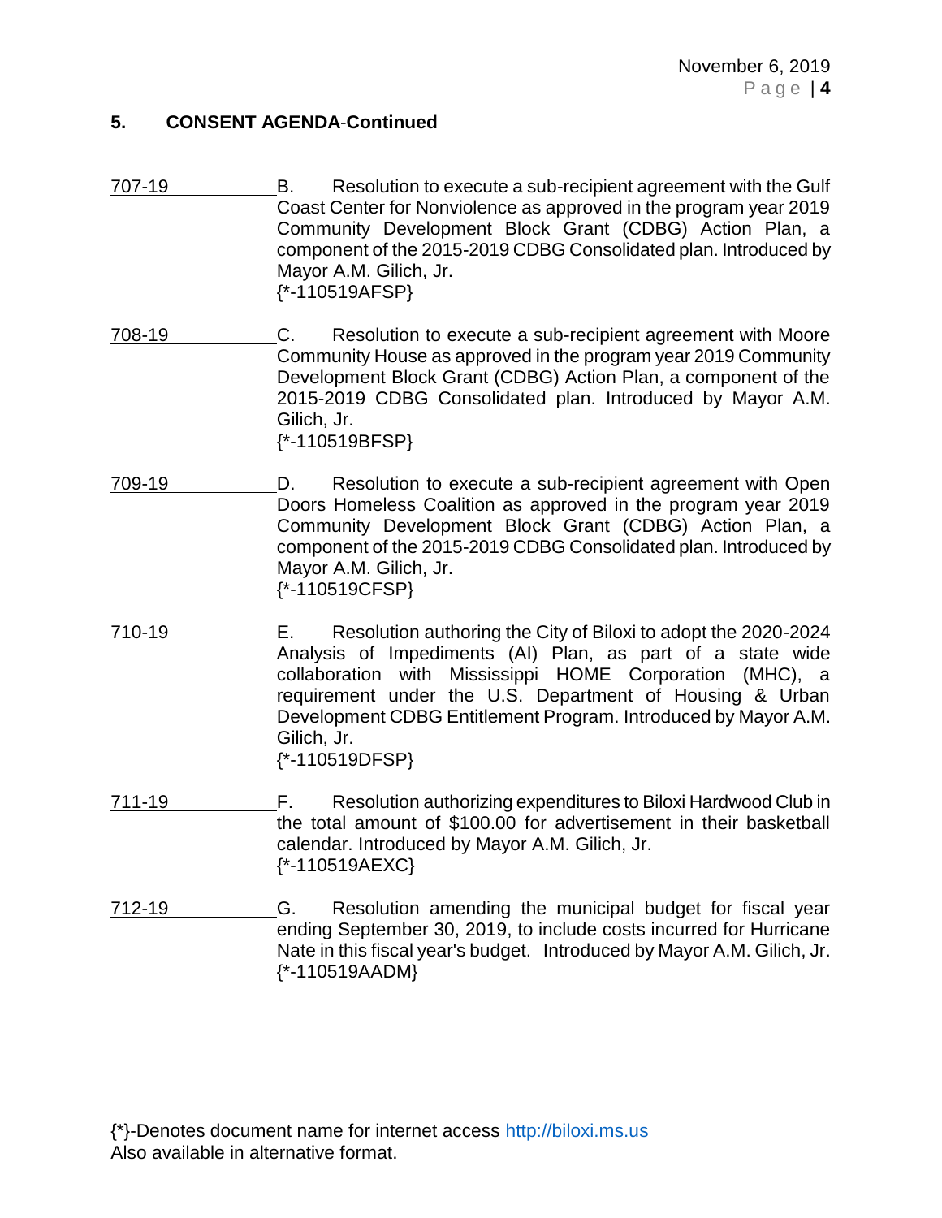## 5. CONSENT AGENDA-Continued

707-19 B. Resolution to execute a sub-recipient agreement with the Gulf Coast Center for Nonviolence as approved in the program year 2019 Community Development Block Grant (CDBG) Action Plan, a component of the 2015-2019 CDBG Consolidated plan. Introduced by Mayor A.M. Gilich, Jr.
{*-110519AFSP}

708-19 C. Resolution to execute a sub-recipient agreement with Moore Community House as approved in the program year 2019 Community Development Block Grant (CDBG) Action Plan, a component of the 2015-2019 CDBG Consolidated plan. Introduced by Mayor A.M. Gilich, Jr.
{*-110519BFSP}

709-19 D. Resolution to execute a sub-recipient agreement with Open Doors Homeless Coalition as approved in the program year 2019 Community Development Block Grant (CDBG) Action Plan, a component of the 2015-2019 CDBG Consolidated plan. Introduced by Mayor A.M. Gilich, Jr.
{*-110519CFSP}

710-19 E. Resolution authoring the City of Biloxi to adopt the 2020-2024 Analysis of Impediments (AI) Plan, as part of a state wide collaboration with Mississippi HOME Corporation (MHC), a requirement under the U.S. Department of Housing & Urban Development CDBG Entitlement Program. Introduced by Mayor A.M. Gilich, Jr.
{*-110519DFSP}

711-19 F. Resolution authorizing expenditures to Biloxi Hardwood Club in the total amount of $100.00 for advertisement in their basketball calendar. Introduced by Mayor A.M. Gilich, Jr.
{*-110519AEXC}

712-19 G. Resolution amending the municipal budget for fiscal year ending September 30, 2019, to include costs incurred for Hurricane Nate in this fiscal year's budget. Introduced by Mayor A.M. Gilich, Jr.
{*-110519AADM}

{*}-Denotes document name for internet access http://biloxi.ms.us
Also available in alternative format.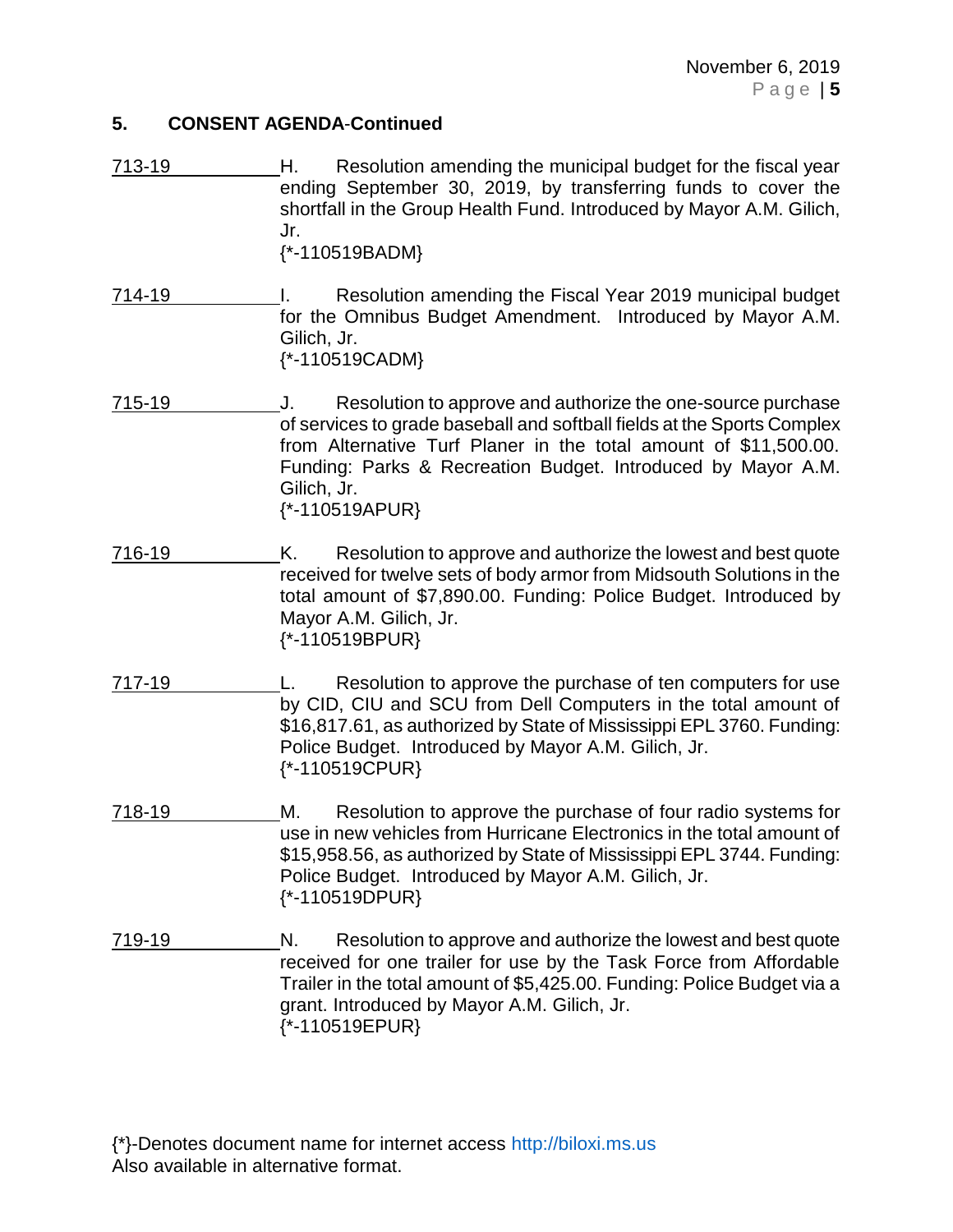## 5. CONSENT AGENDA-Continued

713-19 H. Resolution amending the municipal budget for the fiscal year ending September 30, 2019, by transferring funds to cover the shortfall in the Group Health Fund. Introduced by Mayor A.M. Gilich, Jr.
{*-110519BADM}

714-19 I. Resolution amending the Fiscal Year 2019 municipal budget for the Omnibus Budget Amendment. Introduced by Mayor A.M. Gilich, Jr.
{*-110519CADM}

715-19 J. Resolution to approve and authorize the one-source purchase of services to grade baseball and softball fields at the Sports Complex from Alternative Turf Planer in the total amount of $11,500.00. Funding: Parks & Recreation Budget. Introduced by Mayor A.M. Gilich, Jr.
{*-110519APUR}

716-19 K. Resolution to approve and authorize the lowest and best quote received for twelve sets of body armor from Midsouth Solutions in the total amount of $7,890.00. Funding: Police Budget. Introduced by Mayor A.M. Gilich, Jr.
{*-110519BPUR}

717-19 L. Resolution to approve the purchase of ten computers for use by CID, CIU and SCU from Dell Computers in the total amount of $16,817.61, as authorized by State of Mississippi EPL 3760. Funding: Police Budget. Introduced by Mayor A.M. Gilich, Jr.
{*-110519CPUR}

718-19 M. Resolution to approve the purchase of four radio systems for use in new vehicles from Hurricane Electronics in the total amount of $15,958.56, as authorized by State of Mississippi EPL 3744. Funding: Police Budget. Introduced by Mayor A.M. Gilich, Jr.
{*-110519DPUR}

719-19 N. Resolution to approve and authorize the lowest and best quote received for one trailer for use by the Task Force from Affordable Trailer in the total amount of $5,425.00. Funding: Police Budget via a grant. Introduced by Mayor A.M. Gilich, Jr.
{*-110519EPUR}

{*}-Denotes document name for internet access http://biloxi.ms.us
Also available in alternative format.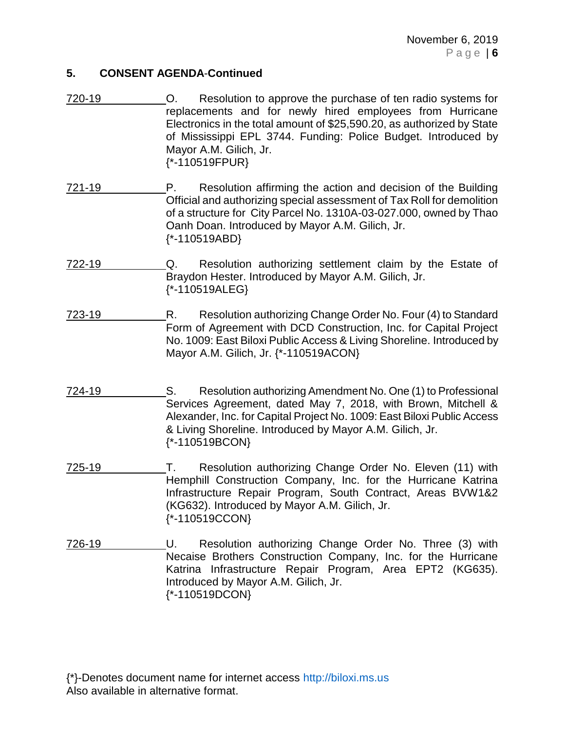## 5. CONSENT AGENDA-Continued

720-19 O. Resolution to approve the purchase of ten radio systems for replacements and for newly hired employees from Hurricane Electronics in the total amount of $25,590.20, as authorized by State of Mississippi EPL 3744. Funding: Police Budget. Introduced by Mayor A.M. Gilich, Jr.
{*-110519FPUR}

721-19 P. Resolution affirming the action and decision of the Building Official and authorizing special assessment of Tax Roll for demolition of a structure for City Parcel No. 1310A-03-027.000, owned by Thao Oanh Doan. Introduced by Mayor A.M. Gilich, Jr.
{*-110519ABD}

722-19 Q. Resolution authorizing settlement claim by the Estate of Braydon Hester. Introduced by Mayor A.M. Gilich, Jr.
{*-110519ALEG}

723-19 R. Resolution authorizing Change Order No. Four (4) to Standard Form of Agreement with DCD Construction, Inc. for Capital Project No. 1009: East Biloxi Public Access & Living Shoreline. Introduced by Mayor A.M. Gilich, Jr. {*-110519ACON}

724-19 S. Resolution authorizing Amendment No. One (1) to Professional Services Agreement, dated May 7, 2018, with Brown, Mitchell & Alexander, Inc. for Capital Project No. 1009: East Biloxi Public Access & Living Shoreline. Introduced by Mayor A.M. Gilich, Jr.
{*-110519BCON}

725-19 T. Resolution authorizing Change Order No. Eleven (11) with Hemphill Construction Company, Inc. for the Hurricane Katrina Infrastructure Repair Program, South Contract, Areas BVW1&2 (KG632). Introduced by Mayor A.M. Gilich, Jr.
{*-110519CCON}

726-19 U. Resolution authorizing Change Order No. Three (3) with Necaise Brothers Construction Company, Inc. for the Hurricane Katrina Infrastructure Repair Program, Area EPT2 (KG635). Introduced by Mayor A.M. Gilich, Jr.
{*-110519DCON}

{*}-Denotes document name for internet access http://biloxi.ms.us
Also available in alternative format.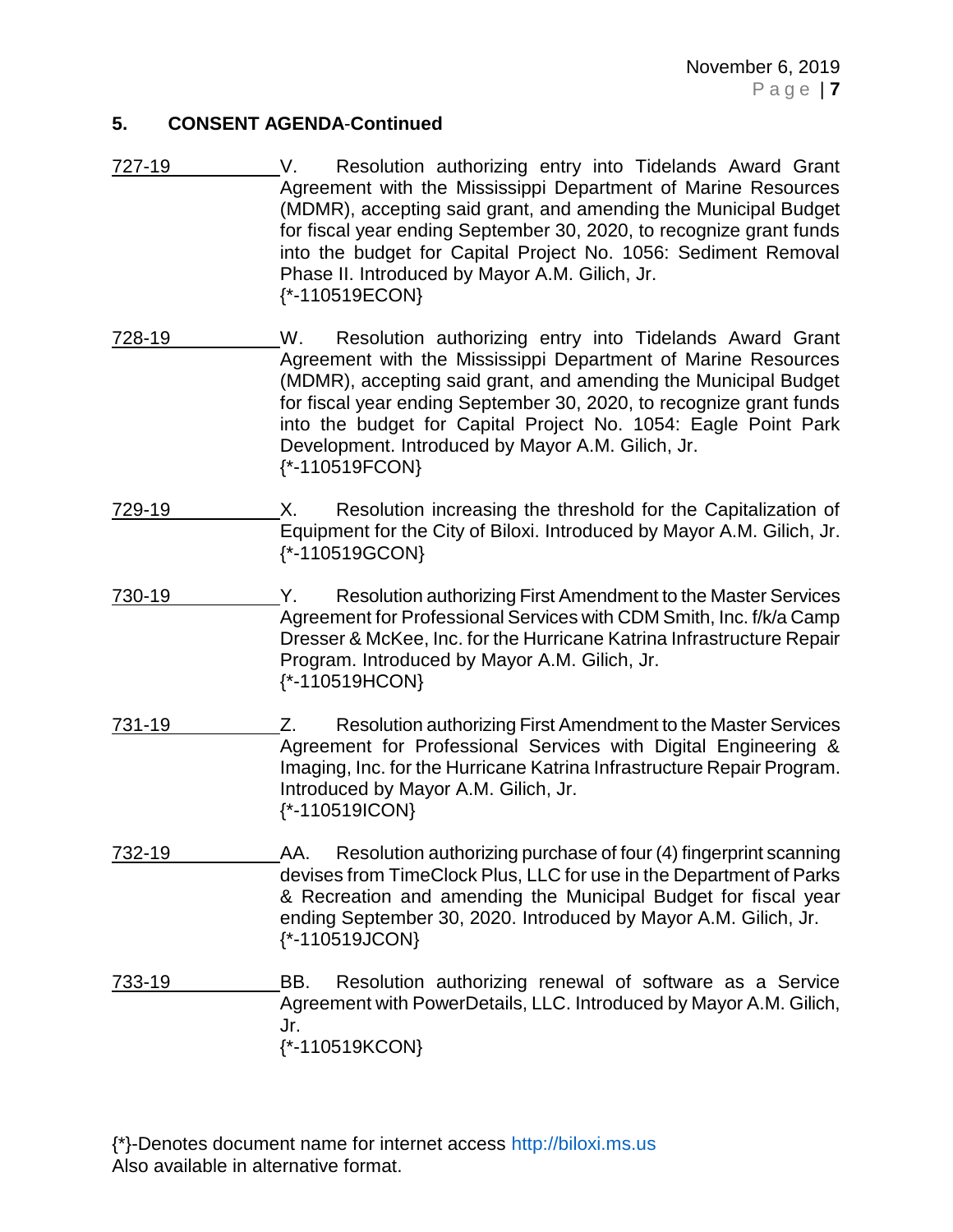## 5. CONSENT AGENDA-Continued

727-19 V. Resolution authorizing entry into Tidelands Award Grant Agreement with the Mississippi Department of Marine Resources (MDMR), accepting said grant, and amending the Municipal Budget for fiscal year ending September 30, 2020, to recognize grant funds into the budget for Capital Project No. 1056: Sediment Removal Phase II. Introduced by Mayor A.M. Gilich, Jr.
{*-110519ECON}

728-19 W. Resolution authorizing entry into Tidelands Award Grant Agreement with the Mississippi Department of Marine Resources (MDMR), accepting said grant, and amending the Municipal Budget for fiscal year ending September 30, 2020, to recognize grant funds into the budget for Capital Project No. 1054: Eagle Point Park Development. Introduced by Mayor A.M. Gilich, Jr.
{*-110519FCON}

729-19 X. Resolution increasing the threshold for the Capitalization of Equipment for the City of Biloxi. Introduced by Mayor A.M. Gilich, Jr.
{*-110519GCON}

730-19 Y. Resolution authorizing First Amendment to the Master Services Agreement for Professional Services with CDM Smith, Inc. f/k/a Camp Dresser & McKee, Inc. for the Hurricane Katrina Infrastructure Repair Program. Introduced by Mayor A.M. Gilich, Jr.
{*-110519HCON}

731-19 Z. Resolution authorizing First Amendment to the Master Services Agreement for Professional Services with Digital Engineering & Imaging, Inc. for the Hurricane Katrina Infrastructure Repair Program. Introduced by Mayor A.M. Gilich, Jr.
{*-110519ICON}

732-19 AA. Resolution authorizing purchase of four (4) fingerprint scanning devises from TimeClock Plus, LLC for use in the Department of Parks & Recreation and amending the Municipal Budget for fiscal year ending September 30, 2020. Introduced by Mayor A.M. Gilich, Jr.
{*-110519JCON}

733-19 BB. Resolution authorizing renewal of software as a Service Agreement with PowerDetails, LLC. Introduced by Mayor A.M. Gilich, Jr.
{*-110519KCON}

{*}-Denotes document name for internet access http://biloxi.ms.us
Also available in alternative format.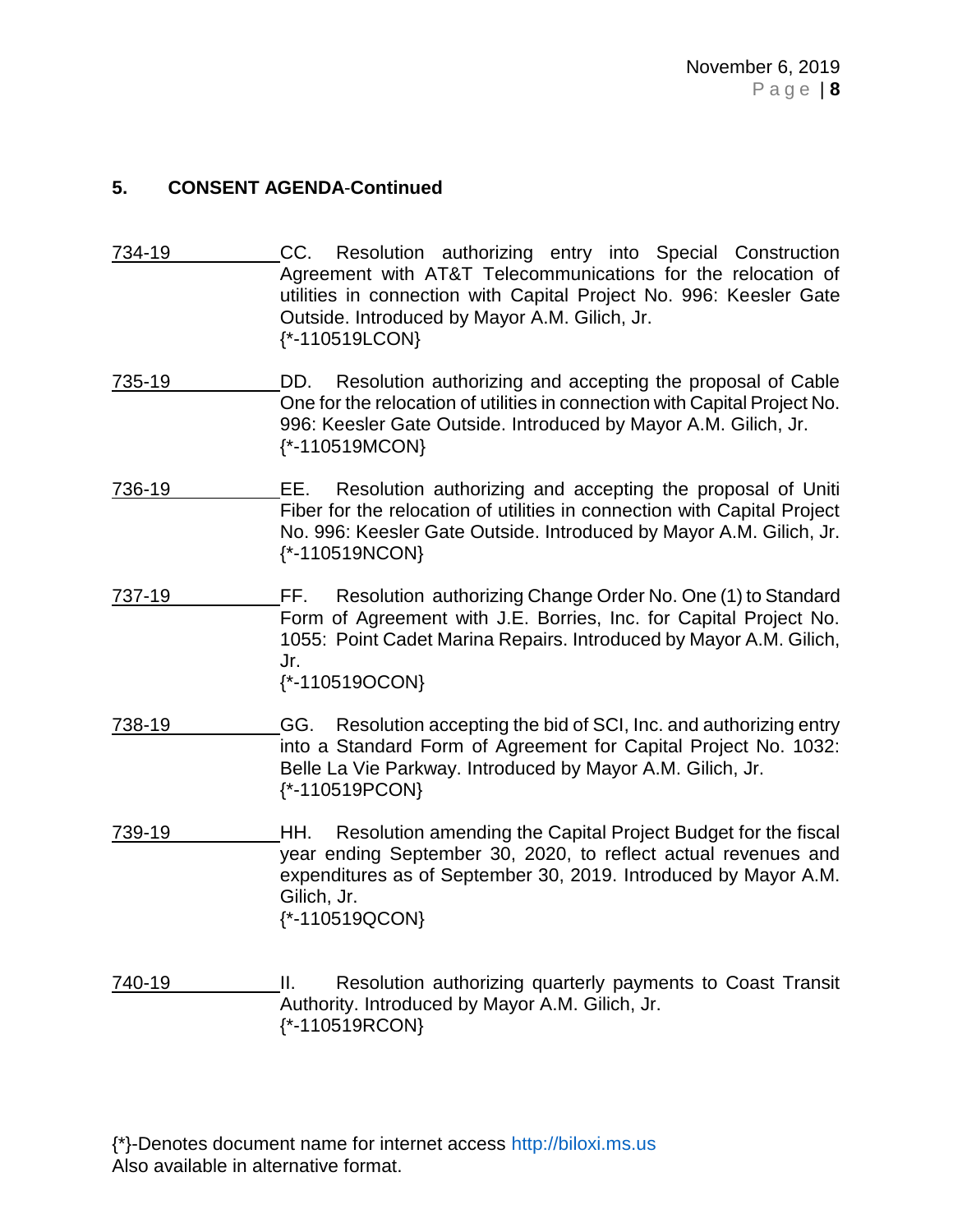## 5. CONSENT AGENDA-Continued

734-19 CC. Resolution authorizing entry into Special Construction Agreement with AT&T Telecommunications for the relocation of utilities in connection with Capital Project No. 996: Keesler Gate Outside. Introduced by Mayor A.M. Gilich, Jr.
{*-110519LCON}

735-19 DD. Resolution authorizing and accepting the proposal of Cable One for the relocation of utilities in connection with Capital Project No. 996: Keesler Gate Outside. Introduced by Mayor A.M. Gilich, Jr.
{*-110519MCON}

736-19 EE. Resolution authorizing and accepting the proposal of Uniti Fiber for the relocation of utilities in connection with Capital Project No. 996: Keesler Gate Outside. Introduced by Mayor A.M. Gilich, Jr.
{*-110519NCON}

737-19 FF. Resolution authorizing Change Order No. One (1) to Standard Form of Agreement with J.E. Borries, Inc. for Capital Project No. 1055: Point Cadet Marina Repairs. Introduced by Mayor A.M. Gilich, Jr.
{*-110519OCON}

738-19 GG. Resolution accepting the bid of SCI, Inc. and authorizing entry into a Standard Form of Agreement for Capital Project No. 1032: Belle La Vie Parkway. Introduced by Mayor A.M. Gilich, Jr.
{*-110519PCON}

739-19 HH. Resolution amending the Capital Project Budget for the fiscal year ending September 30, 2020, to reflect actual revenues and expenditures as of September 30, 2019. Introduced by Mayor A.M. Gilich, Jr.
{*-110519QCON}

740-19 II. Resolution authorizing quarterly payments to Coast Transit Authority. Introduced by Mayor A.M. Gilich, Jr.
{*-110519RCON}

{*}-Denotes document name for internet access http://biloxi.ms.us
Also available in alternative format.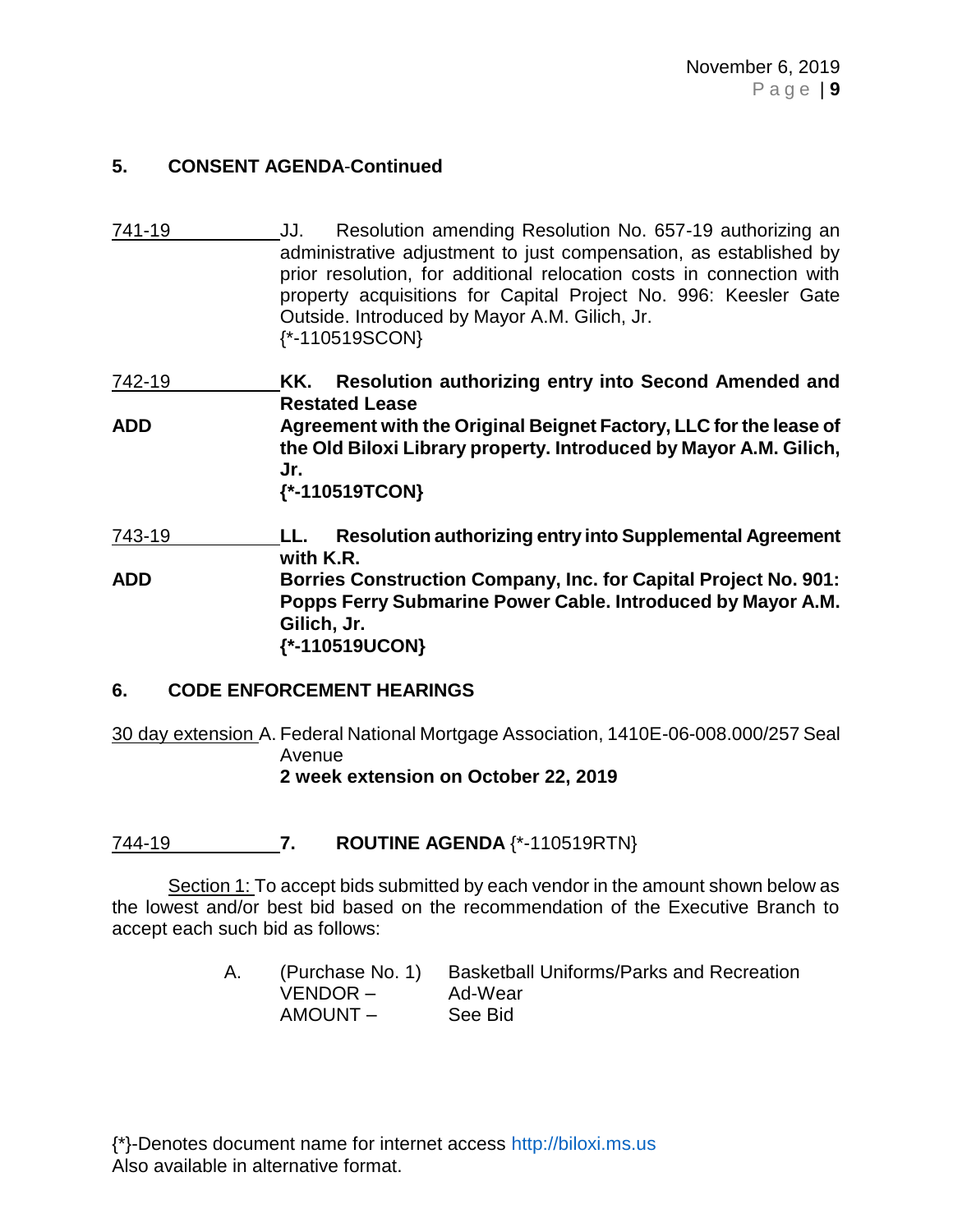## 5. CONSENT AGENDA-Continued

741-19 JJ. Resolution amending Resolution No. 657-19 authorizing an administrative adjustment to just compensation, as established by prior resolution, for additional relocation costs in connection with property acquisitions for Capital Project No. 996: Keesler Gate Outside. Introduced by Mayor A.M. Gilich, Jr.
{*-110519SCON}

742-19 **KK. Resolution authorizing entry into Second Amended and Restated Lease**
**ADD** **Agreement with the Original Beignet Factory, LLC for the lease of the Old Biloxi Library property. Introduced by Mayor A.M. Gilich, Jr.**
**{*-110519TCON}**

743-19 **LL. Resolution authorizing entry into Supplemental Agreement with K.R.**
**ADD** **Borries Construction Company, Inc. for Capital Project No. 901: Popps Ferry Submarine Power Cable. Introduced by Mayor A.M. Gilich, Jr.**
**{*-110519UCON}**

## 6. CODE ENFORCEMENT HEARINGS

30 day extension A. Federal National Mortgage Association, 1410E-06-008.000/257 Seal Avenue
**2 week extension on October 22, 2019**

744-19 **7. ROUTINE AGENDA** {*-110519RTN}

Section 1: To accept bids submitted by each vendor in the amount shown below as the lowest and/or best bid based on the recommendation of the Executive Branch to accept each such bid as follows:

A. (Purchase No. 1) Basketball Uniforms/Parks and Recreation
VENDOR – Ad-Wear
AMOUNT – See Bid

{*}-Denotes document name for internet access http://biloxi.ms.us
Also available in alternative format.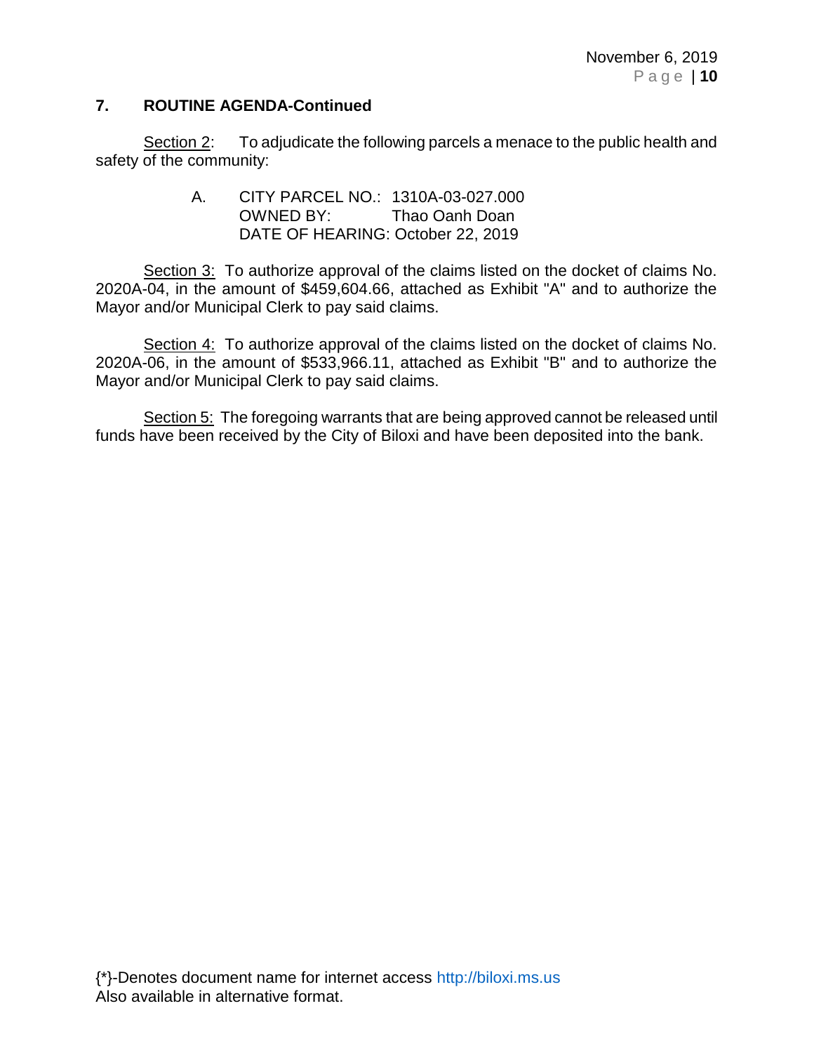## 7. ROUTINE AGENDA-Continued

Section 2: To adjudicate the following parcels a menace to the public health and safety of the community:

A. CITY PARCEL NO.: 1310A-03-027.000
OWNED BY: Thao Oanh Doan
DATE OF HEARING: October 22, 2019

Section 3: To authorize approval of the claims listed on the docket of claims No. 2020A-04, in the amount of $459,604.66, attached as Exhibit "A" and to authorize the Mayor and/or Municipal Clerk to pay said claims.

Section 4: To authorize approval of the claims listed on the docket of claims No. 2020A-06, in the amount of $533,966.11, attached as Exhibit "B" and to authorize the Mayor and/or Municipal Clerk to pay said claims.

Section 5: The foregoing warrants that are being approved cannot be released until funds have been received by the City of Biloxi and have been deposited into the bank.

{*}-Denotes document name for internet access http://biloxi.ms.us
Also available in alternative format.